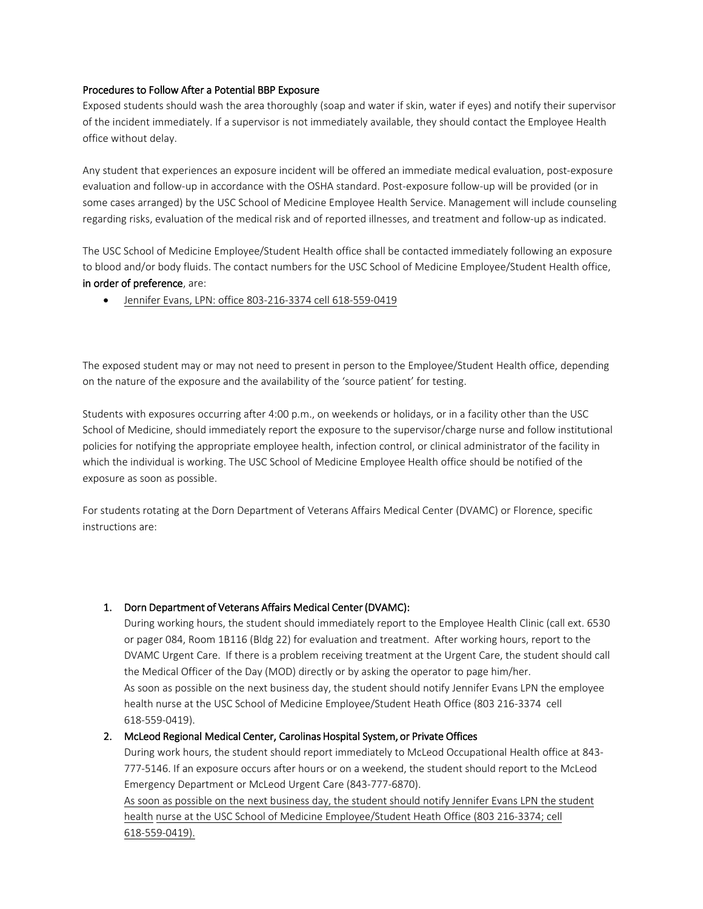### Procedures to Follow After a Potential BBP Exposure

Exposed students should wash the area thoroughly (soap and water if skin, water if eyes) and notify their supervisor of the incident immediately. If a supervisor is not immediately available, they should contact the Employee Health office without delay.

Any student that experiences an exposure incident will be offered an immediate medical evaluation, post-exposure evaluation and follow-up in accordance with the OSHA standard. Post-exposure follow-up will be provided (or in some cases arranged) by the USC School of Medicine Employee Health Service. Management will include counseling regarding risks, evaluation of the medical risk and of reported illnesses, and treatment and follow-up as indicated.

The USC School of Medicine Employee/Student Health office shall be contacted immediately following an exposure to blood and/or body fluids. The contact numbers for the USC School of Medicine Employee/Student Health office, **in order of preference**, are:

- Jennifer Evans, LPN: office 803-216-3374 cell 618-559-0419

The exposed student may or may not need to present in person to the Employee/Student Health office, depending on the nature of the exposure and the availability of the 'source patient' for testing.

Students with exposures occurring after 4:00 p.m., on weekends or holidays, or in a facility other than the USC School of Medicine, should immediately report the exposure to the supervisor/charge nurse and follow institutional policies for notifying the appropriate employee health, infection control, or clinical administrator of the facility in which the individual is working. The USC School of Medicine Employee Health office should be notified of the exposure as soon as possible.

For students rotating at the Dorn Department of Veterans Affairs Medical Center (DVAMC) or Florence, specific instructions are:

1. **Dorn Department of Veterans Affairs Medical Center (DVAMC):**
   During working hours, the student should immediately report to the Employee Health Clinic (call ext. 6530 or pager 084, Room 1B116 (Bldg 22) for evaluation and treatment. After working hours, report to the DVAMC Urgent Care. If there is a problem receiving treatment at the Urgent Care, the student should call the Medical Officer of the Day (MOD) directly or by asking the operator to page him/her.
   As soon as possible on the next business day, the student should notify Jennifer Evans LPN the employee health nurse at the USC School of Medicine Employee/Student Heath Office (803 216-3374 cell 618-559-0419).
2. **McLeod Regional Medical Center, Carolinas Hospital System, or Private Offices**
   During work hours, the student should report immediately to McLeod Occupational Health office at 843-777-5146. If an exposure occurs after hours or on a weekend, the student should report to the McLeod Emergency Department or McLeod Urgent Care (843-777-6870).
   As soon as possible on the next business day, the student should notify Jennifer Evans LPN the student health nurse at the USC School of Medicine Employee/Student Heath Office (803 216-3374; cell 618-559-0419).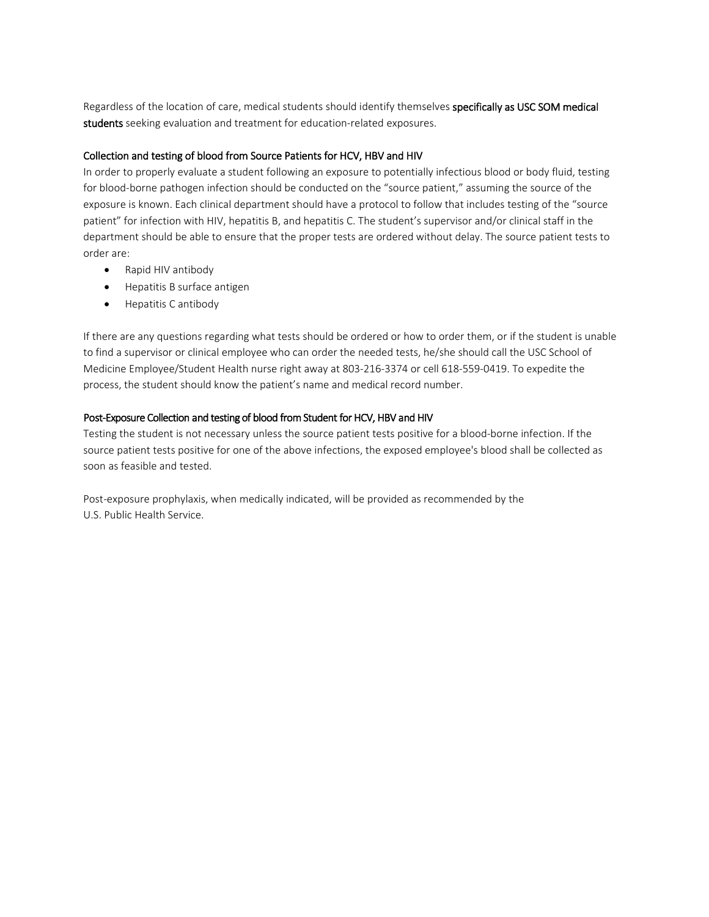Regardless of the location of care, medical students should identify themselves **specifically as USC SOM medical students** seeking evaluation and treatment for education-related exposures.

### Collection and testing of blood from Source Patients for HCV, HBV and HIV

In order to properly evaluate a student following an exposure to potentially infectious blood or body fluid, testing for blood-borne pathogen infection should be conducted on the "source patient," assuming the source of the exposure is known. Each clinical department should have a protocol to follow that includes testing of the "source patient" for infection with HIV, hepatitis B, and hepatitis C. The student's supervisor and/or clinical staff in the department should be able to ensure that the proper tests are ordered without delay. The source patient tests to order are:

- Rapid HIV antibody
- Hepatitis B surface antigen
- Hepatitis C antibody

If there are any questions regarding what tests should be ordered or how to order them, or if the student is unable to find a supervisor or clinical employee who can order the needed tests, he/she should call the USC School of Medicine Employee/Student Health nurse right away at 803-216-3374 or cell 618-559-0419. To expedite the process, the student should know the patient's name and medical record number.

### Post-Exposure Collection and testing of blood from Student for HCV, HBV and HIV

Testing the student is not necessary unless the source patient tests positive for a blood-borne infection. If the source patient tests positive for one of the above infections, the exposed employee's blood shall be collected as soon as feasible and tested.

Post-exposure prophylaxis, when medically indicated, will be provided as recommended by the U.S. Public Health Service.